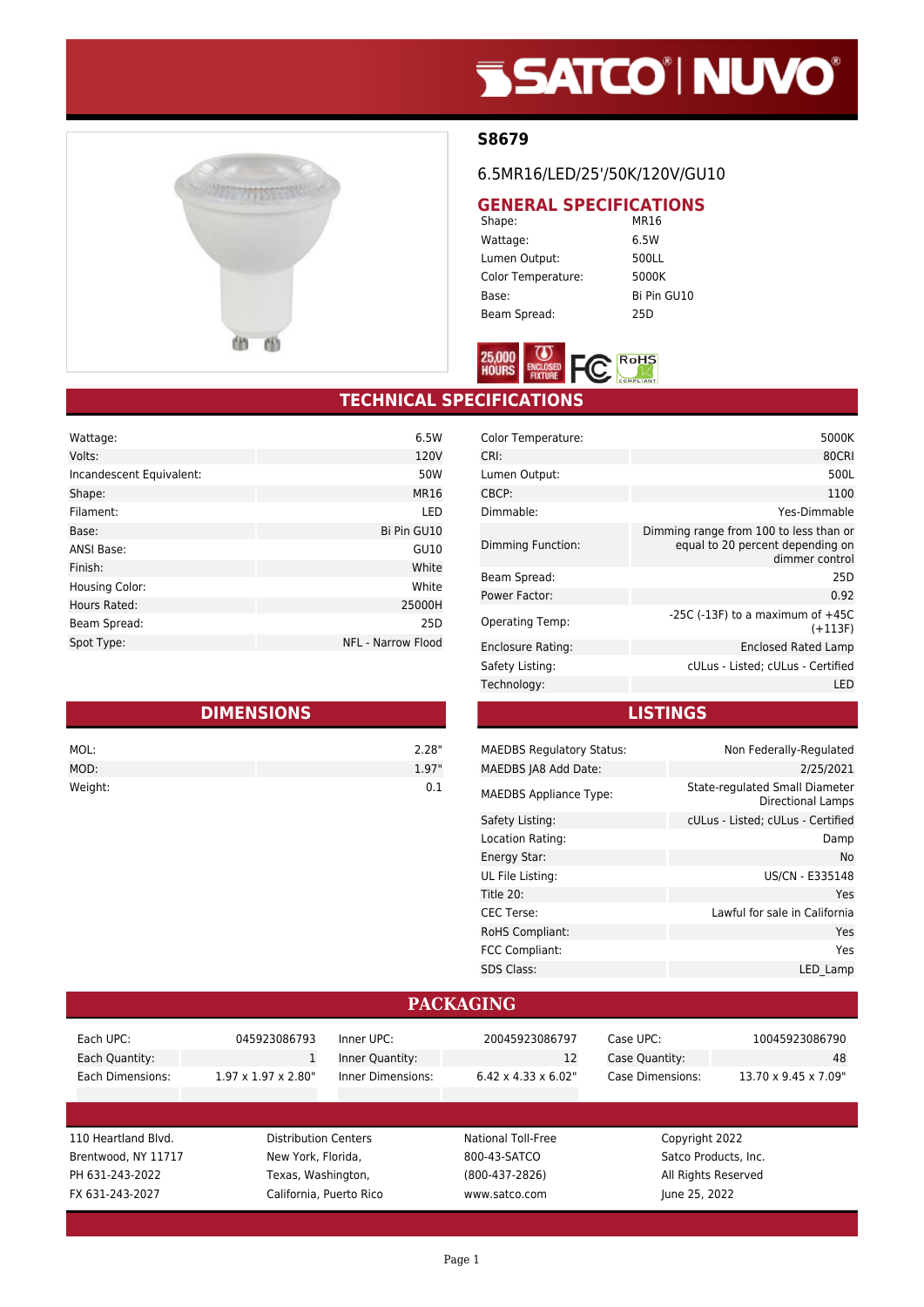# S8679

6.5MR16/LED/25'/50K/120V/GU10

## GENERAL SPECIFICATIONS

| | |
|---|---|
| Shape: | MR16 |
| Wattage: | 6.5W |
| Lumen Output: | 500LL |
| Color Temperature: | 5000K |
| Base: | Bi Pin GU10 |
| Beam Spread: | 25D |

## TECHNICAL SPECIFICATIONS

| | |
|---|---|
| Wattage: | 6.5W |
| Volts: | 120V |
| Incandescent Equivalent: | 50W |
| Shape: | MR16 |
| Filament: | LED |
| Base: | Bi Pin GU10 |
| ANSI Base: | GU10 |
| Finish: | White |
| Housing Color: | White |
| Hours Rated: | 25000H |
| Beam Spread: | 25D |
| Spot Type: | NFL - Narrow Flood |

| | |
|---|---|
| Color Temperature: | 5000K |
| CRI: | 80CRI |
| Lumen Output: | 500L |
| CBCP: | 1100 |
| Dimmable: | Yes-Dimmable |
| Dimming Function: | Dimming range from 100 to less than or equal to 20 percent depending on dimmer control |
| Beam Spread: | 25D |
| Power Factor: | 0.92 |
| Operating Temp: | -25C (-13F) to a maximum of +45C (+113F) |
| Enclosure Rating: | Enclosed Rated Lamp |
| Safety Listing: | cULus - Listed; cULus - Certified |
| Technology: | LED |

## DIMENSIONS

| | |
|---|---|
| MOL: | 2.28" |
| MOD: | 1.97" |
| Weight: | 0.1 |

## LISTINGS

| | |
|---|---|
| MAEDBS Regulatory Status: | Non Federally-Regulated |
| MAEDBS JA8 Add Date: | 2/25/2021 |
| MAEDBS Appliance Type: | State-regulated Small Diameter Directional Lamps |
| Safety Listing: | cULus - Listed; cULus - Certified |
| Location Rating: | Damp |
| Energy Star: | No |
| UL File Listing: | US/CN - E335148 |
| Title 20: | Yes |
| CEC Terse: | Lawful for sale in California |
| RoHS Compliant: | Yes |
| FCC Compliant: | Yes |
| SDS Class: | LED_Lamp |

## PACKAGING

| | | | | | |
|---|---|---|---|---|---|
| Each UPC: | 045923086793 | Inner UPC: | 20045923086797 | Case UPC: | 10045923086790 |
| Each Quantity: | 1 | Inner Quantity: | 12 | Case Quantity: | 48 |
| Each Dimensions: | 1.97 x 1.97 x 2.80" | Inner Dimensions: | 6.42 x 4.33 x 6.02" | Case Dimensions: | 13.70 x 9.45 x 7.09" |

110 Heartland Blvd.
Brentwood, NY 11717
PH 631-243-2022
FX 631-243-2027

Distribution Centers
New York, Florida,
Texas, Washington,
California, Puerto Rico

National Toll-Free
800-43-SATCO
(800-437-2826)
www.satco.com

Copyright 2022
Satco Products, Inc.
All Rights Reserved
June 25, 2022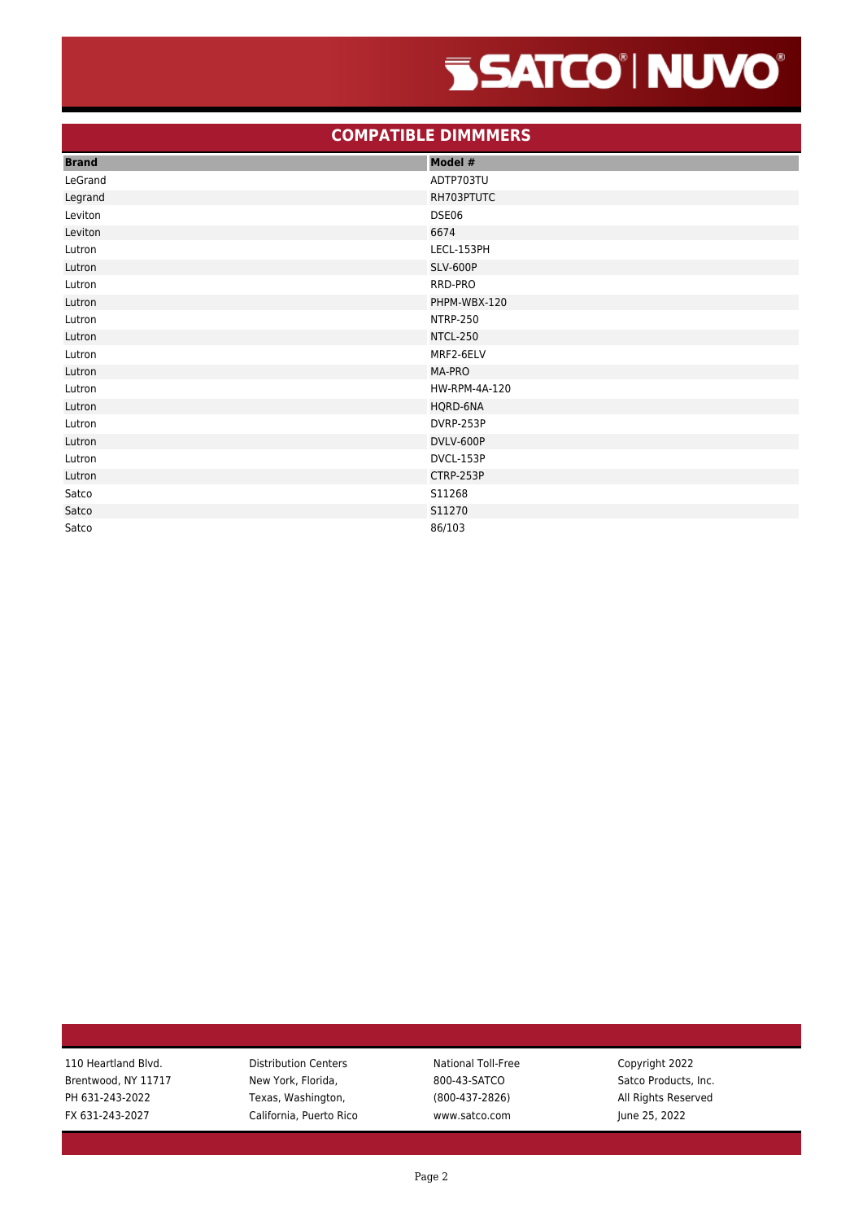## COMPATIBLE DIMMMERS

| Brand | Model # |
| --- | --- |
| LeGrand | ADTP703TU |
| Legrand | RH703PTUTC |
| Leviton | DSE06 |
| Leviton | 6674 |
| Lutron | LECL-153PH |
| Lutron | SLV-600P |
| Lutron | RRD-PRO |
| Lutron | PHPM-WBX-120 |
| Lutron | NTRP-250 |
| Lutron | NTCL-250 |
| Lutron | MRF2-6ELV |
| Lutron | MA-PRO |
| Lutron | HW-RPM-4A-120 |
| Lutron | HQRD-6NA |
| Lutron | DVRP-253P |
| Lutron | DVLV-600P |
| Lutron | DVCL-153P |
| Lutron | CTRP-253P |
| Satco | S11268 |
| Satco | S11270 |
| Satco | 86/103 |

110 Heartland Blvd.
Brentwood, NY 11717
PH 631-243-2022
FX 631-243-2027

Distribution Centers
New York, Florida,
Texas, Washington,
California, Puerto Rico

National Toll-Free
800-43-SATCO
(800-437-2826)
www.satco.com

Copyright 2022
Satco Products, Inc.
All Rights Reserved
June 25, 2022